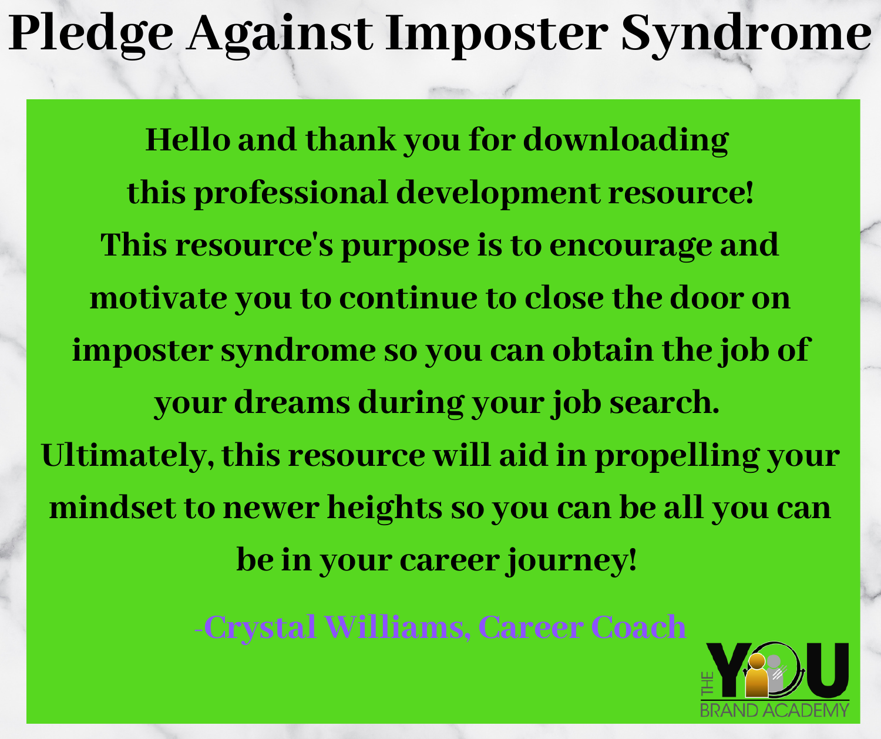# Pledge Against Imposter Syndrome

**Hello and thank you for downloading this professional development resource! This resource's purpose is to encourage and motivate you to continue to close the door on imposter syndrome so you can obtain the job of your dreams during your job search. Ultimately, this resource will aid in propelling your mindset to newer heights so you can be all you can be in your career journey!**

**-Crystal Williams, Career Coach**

THE YOU BRAND ACADEMY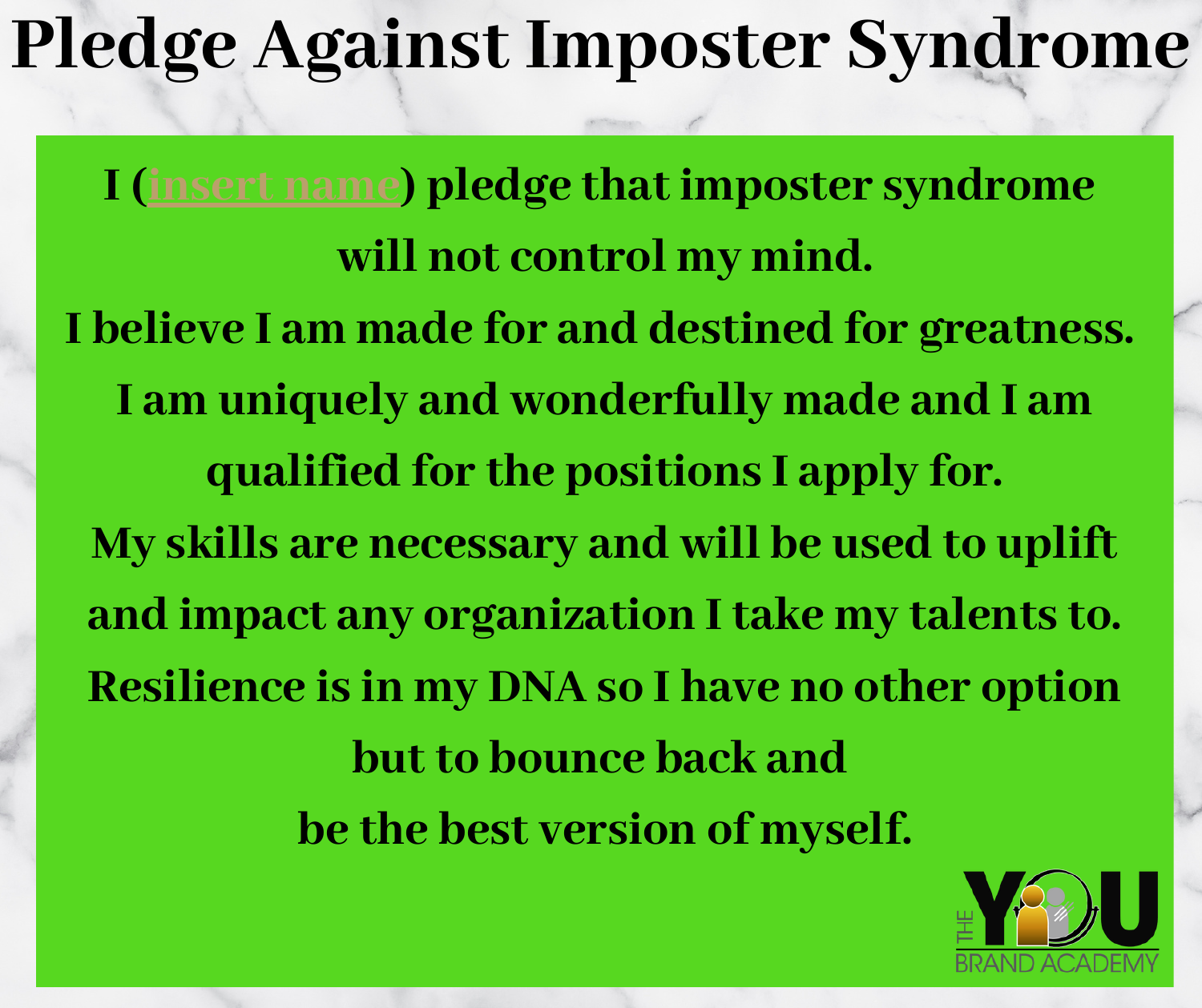# Pledge Against Imposter Syndrome

I (insert name) pledge that imposter syndrome will not control my mind.

I believe I am made for and destined for greatness.

I am uniquely and wonderfully made and I am qualified for the positions I apply for.

My skills are necessary and will be used to uplift and impact any organization I take my talents to.

Resilience is in my DNA so I have no other option but to bounce back and be the best version of myself.

THE YOU BRAND ACADEMY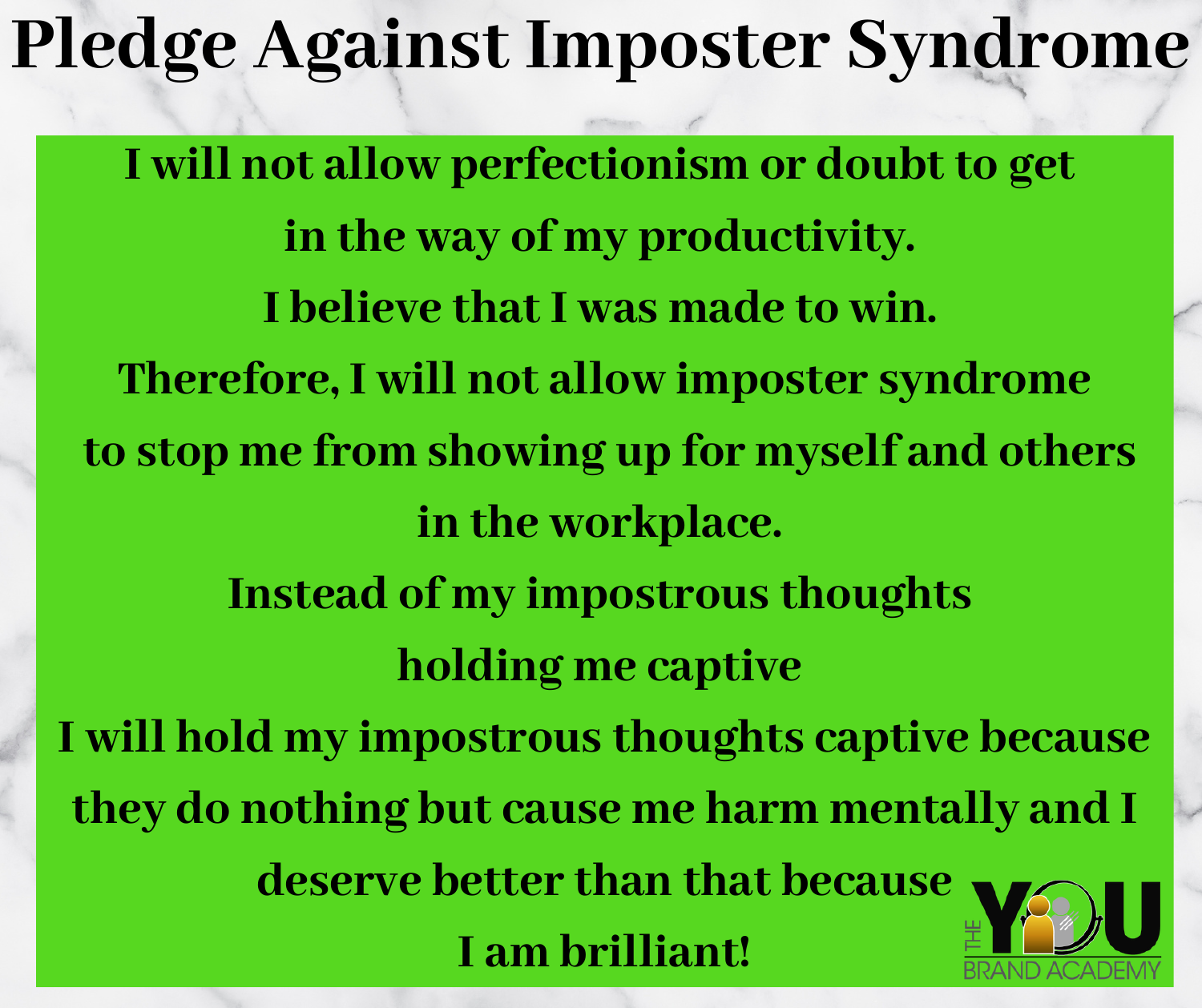# Pledge Against Imposter Syndrome

I will not allow perfectionism or doubt to get in the way of my productivity.

I believe that I was made to win.

Therefore, I will not allow imposter syndrome to stop me from showing up for myself and others in the workplace.

Instead of my impostrous thoughts holding me captive

I will hold my impostrous thoughts captive because they do nothing but cause me harm mentally and I deserve better than that because

I am brilliant!

THE YOU BRAND ACADEMY